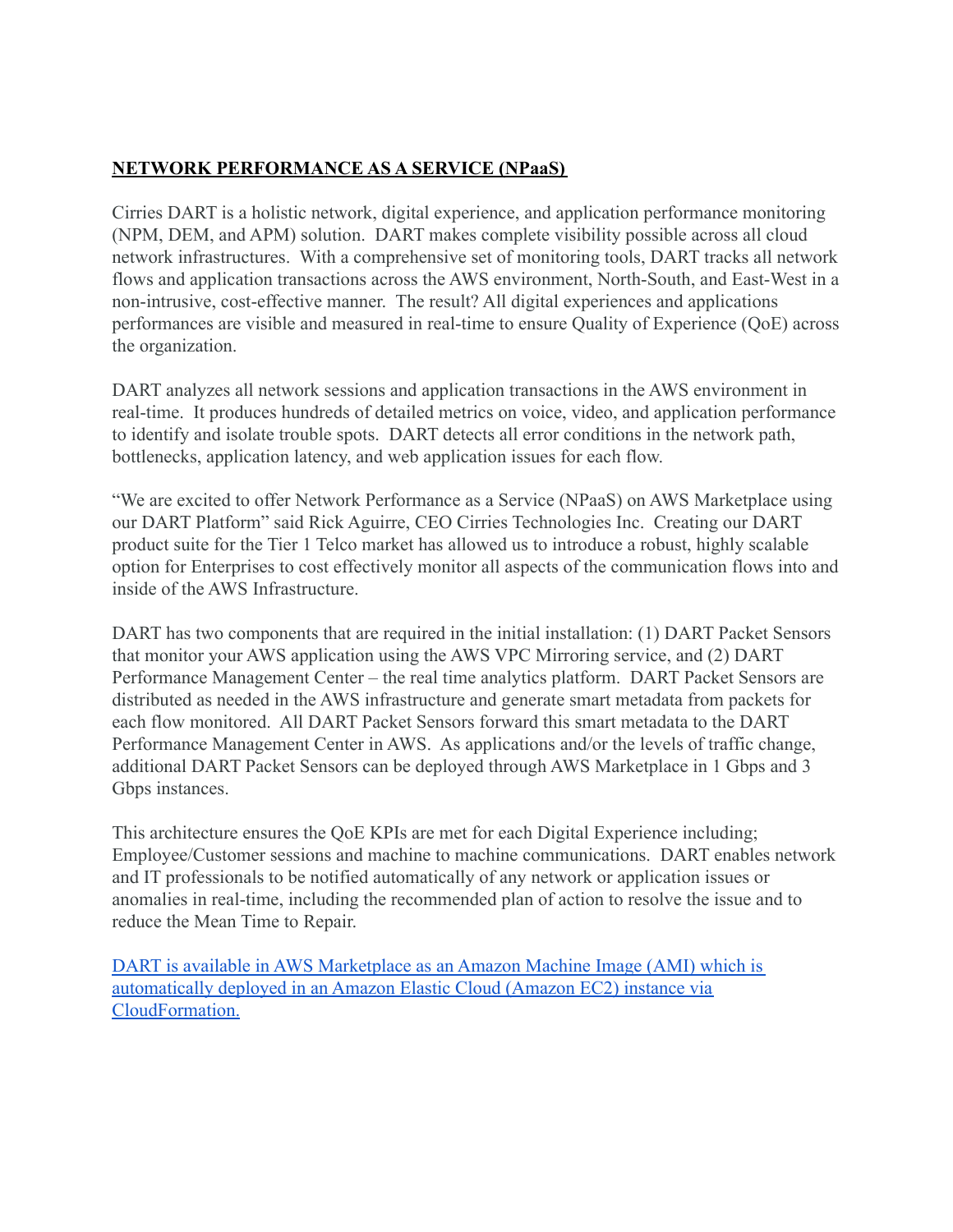**NETWORK PERFORMANCE AS A SERVICE (NPaaS)**

Cirries DART is a holistic network, digital experience, and application performance monitoring (NPM, DEM, and APM) solution. DART makes complete visibility possible across all cloud network infrastructures. With a comprehensive set of monitoring tools, DART tracks all network flows and application transactions across the AWS environment, North-South, and East-West in a non-intrusive, cost-effective manner. The result? All digital experiences and applications performances are visible and measured in real-time to ensure Quality of Experience (QoE) across the organization.

DART analyzes all network sessions and application transactions in the AWS environment in real-time. It produces hundreds of detailed metrics on voice, video, and application performance to identify and isolate trouble spots. DART detects all error conditions in the network path, bottlenecks, application latency, and web application issues for each flow.

"We are excited to offer Network Performance as a Service (NPaaS) on AWS Marketplace using our DART Platform" said Rick Aguirre, CEO Cirries Technologies Inc. Creating our DART product suite for the Tier 1 Telco market has allowed us to introduce a robust, highly scalable option for Enterprises to cost effectively monitor all aspects of the communication flows into and inside of the AWS Infrastructure.

DART has two components that are required in the initial installation: (1) DART Packet Sensors that monitor your AWS application using the AWS VPC Mirroring service, and (2) DART Performance Management Center – the real time analytics platform. DART Packet Sensors are distributed as needed in the AWS infrastructure and generate smart metadata from packets for each flow monitored. All DART Packet Sensors forward this smart metadata to the DART Performance Management Center in AWS. As applications and/or the levels of traffic change, additional DART Packet Sensors can be deployed through AWS Marketplace in 1 Gbps and 3 Gbps instances.

This architecture ensures the QoE KPIs are met for each Digital Experience including; Employee/Customer sessions and machine to machine communications. DART enables network and IT professionals to be notified automatically of any network or application issues or anomalies in real-time, including the recommended plan of action to resolve the issue and to reduce the Mean Time to Repair.

DART is available in AWS Marketplace as an Amazon Machine Image (AMI) which is automatically deployed in an Amazon Elastic Cloud (Amazon EC2) instance via CloudFormation.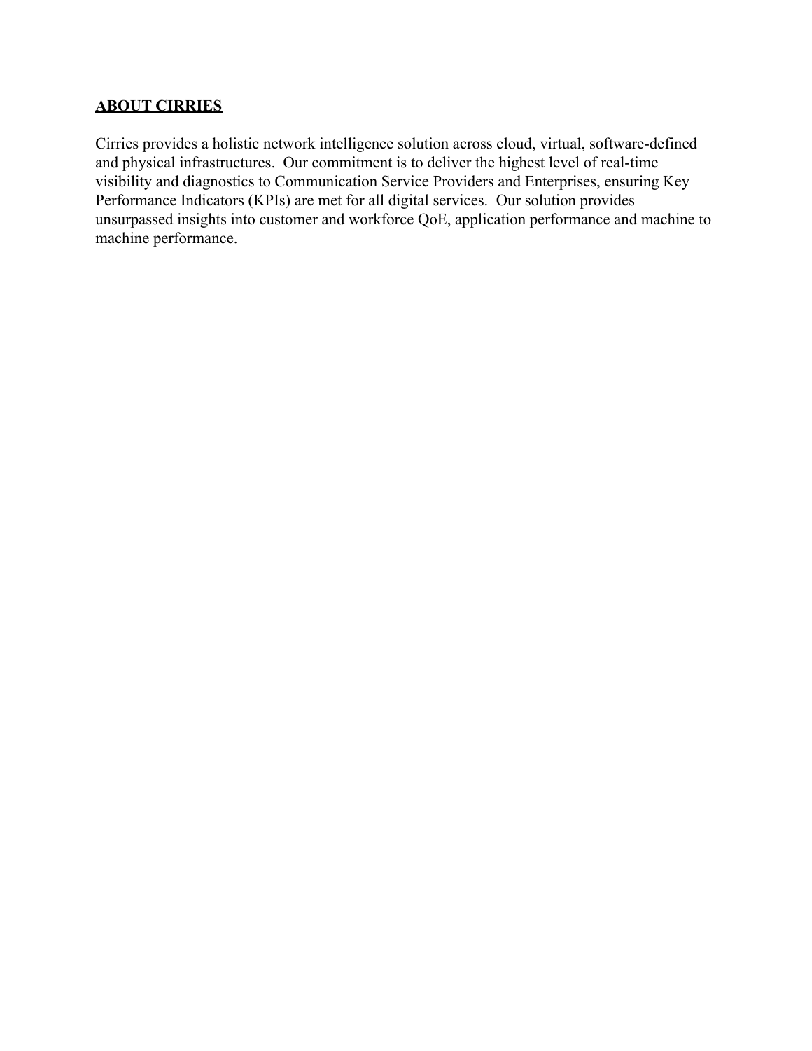## ABOUT CIRRIES

Cirries provides a holistic network intelligence solution across cloud, virtual, software-defined and physical infrastructures. Our commitment is to deliver the highest level of real-time visibility and diagnostics to Communication Service Providers and Enterprises, ensuring Key Performance Indicators (KPIs) are met for all digital services. Our solution provides unsurpassed insights into customer and workforce QoE, application performance and machine to machine performance.